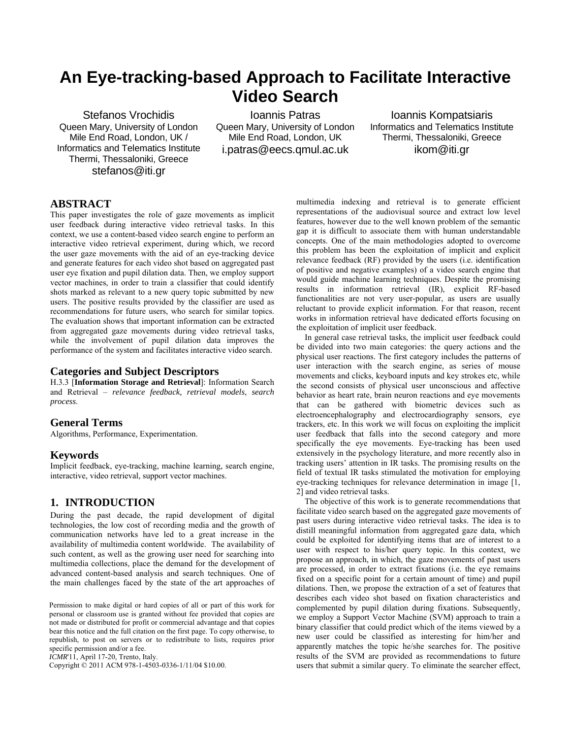# An Eye-tracking-based Approach to Facilitate Interactive Video Search

Stefanos Vrochidis
Queen Mary, University of London
Mile End Road, London, UK /
Informatics and Telematics Institute
Thermi, Thessaloniki, Greece
stefanos@iti.gr

Ioannis Patras
Queen Mary, University of London
Mile End Road, London, UK
i.patras@eecs.qmul.ac.uk

Ioannis Kompatsiaris
Informatics and Telematics Institute
Thermi, Thessaloniki, Greece
ikom@iti.gr

## ABSTRACT

This paper investigates the role of gaze movements as implicit user feedback during interactive video retrieval tasks. In this context, we use a content-based video search engine to perform an interactive video retrieval experiment, during which, we record the user gaze movements with the aid of an eye-tracking device and generate features for each video shot based on aggregated past user eye fixation and pupil dilation data. Then, we employ support vector machines, in order to train a classifier that could identify shots marked as relevant to a new query topic submitted by new users. The positive results provided by the classifier are used as recommendations for future users, who search for similar topics. The evaluation shows that important information can be extracted from aggregated gaze movements during video retrieval tasks, while the involvement of pupil dilation data improves the performance of the system and facilitates interactive video search.

### Categories and Subject Descriptors

H.3.3 [**Information Storage and Retrieval**]: Information Search and Retrieval – *relevance feedback, retrieval models*, *search process*.

### General Terms

Algorithms, Performance, Experimentation.

### Keywords

Implicit feedback, eye-tracking, machine learning, search engine, interactive, video retrieval, support vector machines.

## 1. INTRODUCTION

During the past decade, the rapid development of digital technologies, the low cost of recording media and the growth of communication networks have led to a great increase in the availability of multimedia content worldwide. The availability of such content, as well as the growing user need for searching into multimedia collections, place the demand for the development of advanced content-based analysis and search techniques. One of the main challenges faced by the state of the art approaches of multimedia indexing and retrieval is to generate efficient representations of the audiovisual source and extract low level features, however due to the well known problem of the semantic gap it is difficult to associate them with human understandable concepts. One of the main methodologies adopted to overcome this problem has been the exploitation of implicit and explicit relevance feedback (RF) provided by the users (i.e. identification of positive and negative examples) of a video search engine that would guide machine learning techniques. Despite the promising results in information retrieval (IR), explicit RF-based functionalities are not very user-popular, as users are usually reluctant to provide explicit information. For that reason, recent works in information retrieval have dedicated efforts focusing on the exploitation of implicit user feedback.

In general case retrieval tasks, the implicit user feedback could be divided into two main categories: the query actions and the physical user reactions. The first category includes the patterns of user interaction with the search engine, as series of mouse movements and clicks, keyboard inputs and key strokes etc, while the second consists of physical user unconscious and affective behavior as heart rate, brain neuron reactions and eye movements that can be gathered with biometric devices such as electroencephalography and electrocardiography sensors, eye trackers, etc. In this work we will focus on exploiting the implicit user feedback that falls into the second category and more specifically the eye movements. Eye-tracking has been used extensively in the psychology literature, and more recently also in tracking users' attention in IR tasks. The promising results on the field of textual IR tasks stimulated the motivation for employing eye-tracking techniques for relevance determination in image [1, 2] and video retrieval tasks.

The objective of this work is to generate recommendations that facilitate video search based on the aggregated gaze movements of past users during interactive video retrieval tasks. The idea is to distill meaningful information from aggregated gaze data, which could be exploited for identifying items that are of interest to a user with respect to his/her query topic. In this context, we propose an approach, in which, the gaze movements of past users are processed, in order to extract fixations (i.e. the eye remains fixed on a specific point for a certain amount of time) and pupil dilations. Then, we propose the extraction of a set of features that describes each video shot based on fixation characteristics and complemented by pupil dilation during fixations. Subsequently, we employ a Support Vector Machine (SVM) approach to train a binary classifier that could predict which of the items viewed by a new user could be classified as interesting for him/her and apparently matches the topic he/she searches for. The positive results of the SVM are provided as recommendations to future users that submit a similar query. To eliminate the searcher effect,

Permission to make digital or hard copies of all or part of this work for personal or classroom use is granted without fee provided that copies are not made or distributed for profit or commercial advantage and that copies bear this notice and the full citation on the first page. To copy otherwise, to republish, to post on servers or to redistribute to lists, requires prior specific permission and/or a fee.
*ICMR*'11, April 17-20, Trento, Italy.
Copyright © 2011 ACM 978-1-4503-0336-1/11/04 $10.00.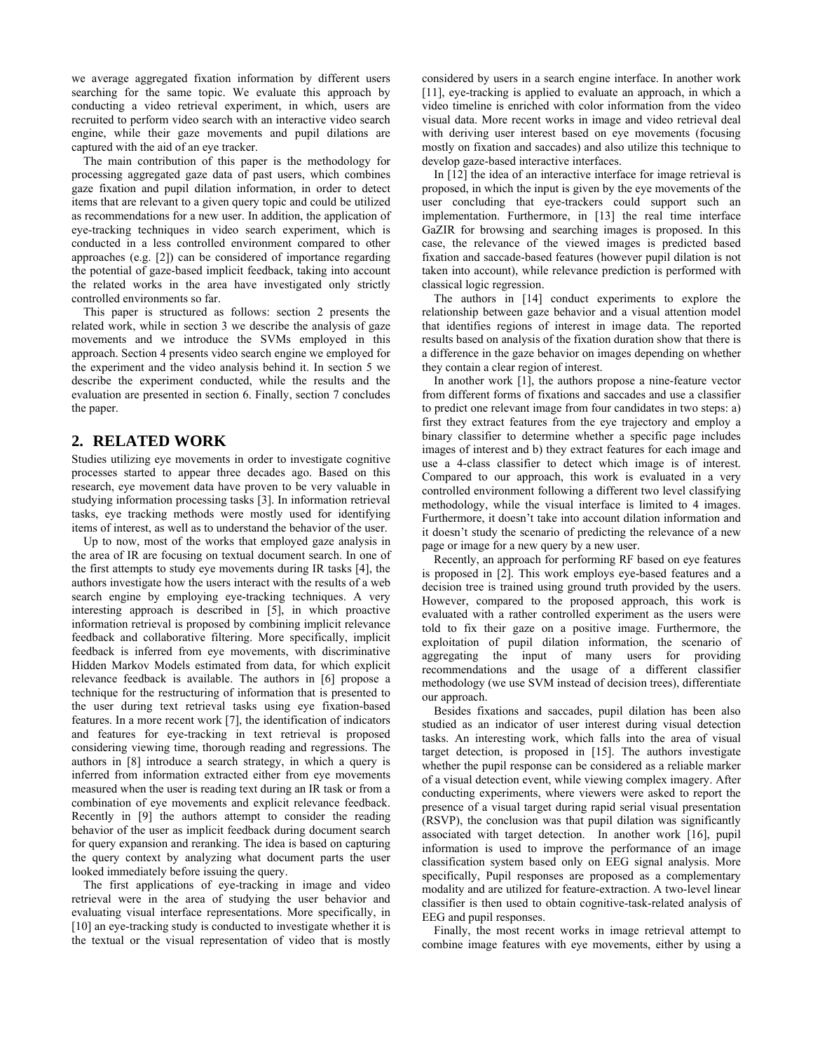we average aggregated fixation information by different users searching for the same topic. We evaluate this approach by conducting a video retrieval experiment, in which, users are recruited to perform video search with an interactive video search engine, while their gaze movements and pupil dilations are captured with the aid of an eye tracker.

The main contribution of this paper is the methodology for processing aggregated gaze data of past users, which combines gaze fixation and pupil dilation information, in order to detect items that are relevant to a given query topic and could be utilized as recommendations for a new user. In addition, the application of eye-tracking techniques in video search experiment, which is conducted in a less controlled environment compared to other approaches (e.g. [2]) can be considered of importance regarding the potential of gaze-based implicit feedback, taking into account the related works in the area have investigated only strictly controlled environments so far.

This paper is structured as follows: section 2 presents the related work, while in section 3 we describe the analysis of gaze movements and we introduce the SVMs employed in this approach. Section 4 presents video search engine we employed for the experiment and the video analysis behind it. In section 5 we describe the experiment conducted, while the results and the evaluation are presented in section 6. Finally, section 7 concludes the paper.

## 2. RELATED WORK

Studies utilizing eye movements in order to investigate cognitive processes started to appear three decades ago. Based on this research, eye movement data have proven to be very valuable in studying information processing tasks [3]. In information retrieval tasks, eye tracking methods were mostly used for identifying items of interest, as well as to understand the behavior of the user.

Up to now, most of the works that employed gaze analysis in the area of IR are focusing on textual document search. In one of the first attempts to study eye movements during IR tasks [4], the authors investigate how the users interact with the results of a web search engine by employing eye-tracking techniques. A very interesting approach is described in [5], in which proactive information retrieval is proposed by combining implicit relevance feedback and collaborative filtering. More specifically, implicit feedback is inferred from eye movements, with discriminative Hidden Markov Models estimated from data, for which explicit relevance feedback is available. The authors in [6] propose a technique for the restructuring of information that is presented to the user during text retrieval tasks using eye fixation-based features. In a more recent work [7], the identification of indicators and features for eye-tracking in text retrieval is proposed considering viewing time, thorough reading and regressions. The authors in [8] introduce a search strategy, in which a query is inferred from information extracted either from eye movements measured when the user is reading text during an IR task or from a combination of eye movements and explicit relevance feedback. Recently in [9] the authors attempt to consider the reading behavior of the user as implicit feedback during document search for query expansion and reranking. The idea is based on capturing the query context by analyzing what document parts the user looked immediately before issuing the query.

The first applications of eye-tracking in image and video retrieval were in the area of studying the user behavior and evaluating visual interface representations. More specifically, in [10] an eye-tracking study is conducted to investigate whether it is the textual or the visual representation of video that is mostly considered by users in a search engine interface. In another work [11], eye-tracking is applied to evaluate an approach, in which a video timeline is enriched with color information from the video visual data. More recent works in image and video retrieval deal with deriving user interest based on eye movements (focusing mostly on fixation and saccades) and also utilize this technique to develop gaze-based interactive interfaces.

In [12] the idea of an interactive interface for image retrieval is proposed, in which the input is given by the eye movements of the user concluding that eye-trackers could support such an implementation. Furthermore, in [13] the real time interface GaZIR for browsing and searching images is proposed. In this case, the relevance of the viewed images is predicted based fixation and saccade-based features (however pupil dilation is not taken into account), while relevance prediction is performed with classical logic regression.

The authors in [14] conduct experiments to explore the relationship between gaze behavior and a visual attention model that identifies regions of interest in image data. The reported results based on analysis of the fixation duration show that there is a difference in the gaze behavior on images depending on whether they contain a clear region of interest.

In another work [1], the authors propose a nine-feature vector from different forms of fixations and saccades and use a classifier to predict one relevant image from four candidates in two steps: a) first they extract features from the eye trajectory and employ a binary classifier to determine whether a specific page includes images of interest and b) they extract features for each image and use a 4-class classifier to detect which image is of interest. Compared to our approach, this work is evaluated in a very controlled environment following a different two level classifying methodology, while the visual interface is limited to 4 images. Furthermore, it doesn't take into account dilation information and it doesn't study the scenario of predicting the relevance of a new page or image for a new query by a new user.

Recently, an approach for performing RF based on eye features is proposed in [2]. This work employs eye-based features and a decision tree is trained using ground truth provided by the users. However, compared to the proposed approach, this work is evaluated with a rather controlled experiment as the users were told to fix their gaze on a positive image. Furthermore, the exploitation of pupil dilation information, the scenario of aggregating the input of many users for providing recommendations and the usage of a different classifier methodology (we use SVM instead of decision trees), differentiate our approach.

Besides fixations and saccades, pupil dilation has been also studied as an indicator of user interest during visual detection tasks. An interesting work, which falls into the area of visual target detection, is proposed in [15]. The authors investigate whether the pupil response can be considered as a reliable marker of a visual detection event, while viewing complex imagery. After conducting experiments, where viewers were asked to report the presence of a visual target during rapid serial visual presentation (RSVP), the conclusion was that pupil dilation was significantly associated with target detection. In another work [16], pupil information is used to improve the performance of an image classification system based only on EEG signal analysis. More specifically, Pupil responses are proposed as a complementary modality and are utilized for feature-extraction. A two-level linear classifier is then used to obtain cognitive-task-related analysis of EEG and pupil responses.

Finally, the most recent works in image retrieval attempt to combine image features with eye movements, either by using a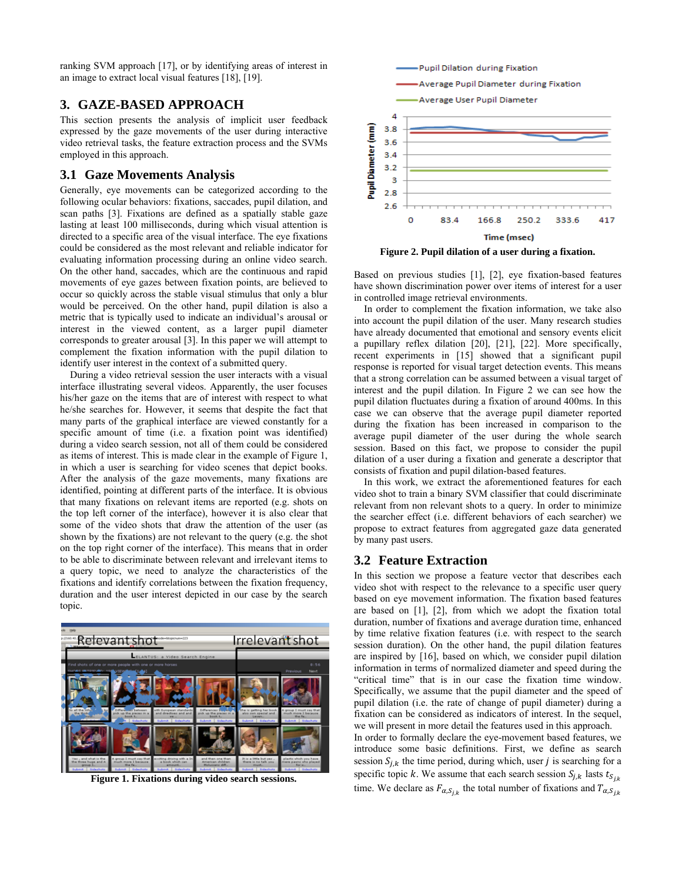ranking SVM approach [17], or by identifying areas of interest in an image to extract local visual features [18], [19].

## 3. GAZE-BASED APPROACH

This section presents the analysis of implicit user feedback expressed by the gaze movements of the user during interactive video retrieval tasks, the feature extraction process and the SVMs employed in this approach.

### 3.1 Gaze Movements Analysis

Generally, eye movements can be categorized according to the following ocular behaviors: fixations, saccades, pupil dilation, and scan paths [3]. Fixations are defined as a spatially stable gaze lasting at least 100 milliseconds, during which visual attention is directed to a specific area of the visual interface. The eye fixations could be considered as the most relevant and reliable indicator for evaluating information processing during an online video search. On the other hand, saccades, which are the continuous and rapid movements of eye gazes between fixation points, are believed to occur so quickly across the stable visual stimulus that only a blur would be perceived. On the other hand, pupil dilation is also a metric that is typically used to indicate an individual's arousal or interest in the viewed content, as a larger pupil diameter corresponds to greater arousal [3]. In this paper we will attempt to complement the fixation information with the pupil dilation to identify user interest in the context of a submitted query.

During a video retrieval session the user interacts with a visual interface illustrating several videos. Apparently, the user focuses his/her gaze on the items that are of interest with respect to what he/she searches for. However, it seems that despite the fact that many parts of the graphical interface are viewed constantly for a specific amount of time (i.e. a fixation point was identified) during a video search session, not all of them could be considered as items of interest. This is made clear in the example of Figure 1, in which a user is searching for video scenes that depict books. After the analysis of the gaze movements, many fixations are identified, pointing at different parts of the interface. It is obvious that many fixations on relevant items are reported (e.g. shots on the top left corner of the interface), however it is also clear that some of the video shots that draw the attention of the user (as shown by the fixations) are not relevant to the query (e.g. the shot on the top right corner of the interface). This means that in order to be able to discriminate between relevant and irrelevant items to a query topic, we need to analyze the characteristics of the fixations and identify correlations between the fixation frequency, duration and the user interest depicted in our case by the search topic.

**Figure 1. Fixations during video search sessions.**

**Figure 2. Pupil dilation of a user during a fixation.**

Based on previous studies [1], [2], eye fixation-based features have shown discrimination power over items of interest for a user in controlled image retrieval environments.

In order to complement the fixation information, we take also into account the pupil dilation of the user. Many research studies have already documented that emotional and sensory events elicit a pupillary reflex dilation [20], [21], [22]. More specifically, recent experiments in [15] showed that a significant pupil response is reported for visual target detection events. This means that a strong correlation can be assumed between a visual target of interest and the pupil dilation. In Figure 2 we can see how the pupil dilation fluctuates during a fixation of around 400ms. In this case we can observe that the average pupil diameter reported during the fixation has been increased in comparison to the average pupil diameter of the user during the whole search session. Based on this fact, we propose to consider the pupil dilation of a user during a fixation and generate a descriptor that consists of fixation and pupil dilation-based features.

In this work, we extract the aforementioned features for each video shot to train a binary SVM classifier that could discriminate relevant from non relevant shots to a query. In order to minimize the searcher effect (i.e. different behaviors of each searcher) we propose to extract features from aggregated gaze data generated by many past users.

### 3.2 Feature Extraction

In this section we propose a feature vector that describes each video shot with respect to the relevance to a specific user query based on eye movement information. The fixation based features are based on [1], [2], from which we adopt the fixation total duration, number of fixations and average duration time, enhanced by time relative fixation features (i.e. with respect to the search session duration). On the other hand, the pupil dilation features are inspired by [16], based on which, we consider pupil dilation information in terms of normalized diameter and speed during the "critical time" that is in our case the fixation time window. Specifically, we assume that the pupil diameter and the speed of pupil dilation (i.e. the rate of change of pupil diameter) during a fixation can be considered as indicators of interest. In the sequel, we will present in more detail the features used in this approach.

In order to formally declare the eye-movement based features, we introduce some basic definitions. First, we define as search session $S_{j,k}$ the time period, during which, user $j$ is searching for a specific topic $k$. We assume that each search session $S_{j,k}$ lasts $t_{S_{j,k}}$ time. We declare as $F_{\alpha,S_{j,k}}$ the total number of fixations and $T_{\alpha,S_{j,k}}$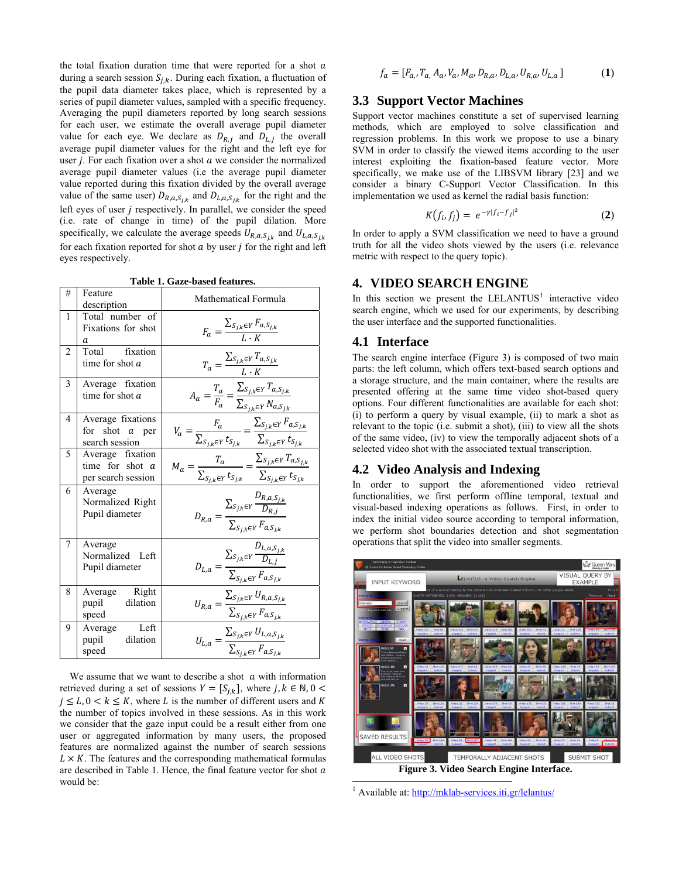the total fixation duration time that were reported for a shot $a$ during a search session $S_{j,k}$. During each fixation, a fluctuation of the pupil data diameter takes place, which is represented by a series of pupil diameter values, sampled with a specific frequency. Averaging the pupil diameters reported by long search sessions for each user, we estimate the overall average pupil diameter value for each eye. We declare as $D_{R,j}$ and $D_{L,j}$ the overall average pupil diameter values for the right and the left eye for user $j$. For each fixation over a shot $a$ we consider the normalized average pupil diameter values (i.e the average pupil diameter value reported during this fixation divided by the overall average value of the same user) $D_{R,a,S_{j,k}}$ and $D_{L,a,S_{j,k}}$ for the right and the left eyes of user $j$ respectively. In parallel, we consider the speed (i.e. rate of change in time) of the pupil dilation. More specifically, we calculate the average speeds $U_{R,a,S_{j,k}}$ and $U_{L,a,S_{j,k}}$ for each fixation reported for shot $a$ by user $j$ for the right and left eyes respectively.

**Table 1. Gaze-based features.**

| # | Feature description | Mathematical Formula |
|---|---|---|
| 1 | Total number of Fixations for shot $a$ | $F_a = \frac{\sum_{S_{j,k} \in Y} F_{a,S_{j,k}}}{L \cdot K}$ |
| 2 | Total fixation time for shot $a$ | $T_a = \frac{\sum_{S_{j,k} \in Y} T_{a,S_{j,k}}}{L \cdot K}$ |
| 3 | Average fixation time for shot $a$ | $A_a = \frac{T_a}{F_a} = \frac{\sum_{S_{j,k} \in Y} T_{a,S_{j,k}}}{\sum_{S_{j,k} \in Y} N_{a,S_{j,k}}}$ |
| 4 | Average fixations for shot $a$ per search session | $V_a = \frac{F_a}{\sum_{S_{j,k} \in Y} t_{S_{j,k}}} = \frac{\sum_{S_{j,k} \in Y} F_{a,S_{j,k}}}{\sum_{S_{j,k} \in Y} t_{S_{j,k}}}$ |
| 5 | Average fixation time for shot $a$ per search session | $M_a = \frac{T_a}{\sum_{S_{j,k} \in Y} t_{S_{j,k}}} = \frac{\sum_{S_{j,k} \in Y} T_{a,S_{j,k}}}{\sum_{S_{j,k} \in Y} t_{S_{j,k}}}$ |
| 6 | Average Normalized Right Pupil diameter | $D_{R,a} = \frac{\sum_{S_{j,k} \in Y} \frac{D_{R,a,S_{j,k}}}{D_{R,j}}}{\sum_{S_{j,k} \in Y} F_{a,S_{j,k}}}$ |
| 7 | Average Normalized Left Pupil diameter | $D_{L,a} = \frac{\sum_{S_{j,k} \in Y} \frac{D_{L,a,S_{j,k}}}{D_{L,j}}}{\sum_{S_{j,k} \in Y} F_{a,S_{j,k}}}$ |
| 8 | Average Right pupil dilation speed | $U_{R,a} = \frac{\sum_{S_{j,k} \in Y} U_{R,a,S_{j,k}}}{\sum_{S_{j,k} \in Y} F_{a,S_{j,k}}}$ |
| 9 | Average Left pupil dilation speed | $U_{L,a} = \frac{\sum_{S_{j,k} \in Y} U_{L,a,S_{j,k}}}{\sum_{S_{j,k} \in Y} F_{a,S_{j,k}}}$ |

We assume that we want to describe a shot $a$ with information retrieved during a set of sessions $Y = [S_{j,k}]$, where $j, k \in \mathbb{N}, 0 < j \leq L, 0 < k \leq K$, where $L$ is the number of different users and $K$ the number of topics involved in these sessions. As in this work we consider that the gaze input could be a result either from one user or aggregated information by many users, the proposed features are normalized against the number of search sessions $L \times K$. The features and the corresponding mathematical formulas are described in Table 1. Hence, the final feature vector for shot $a$ would be:

$$f_a = [F_a, T_a, A_a, V_a, M_a, D_{R,a}, D_{L,a}, U_{R,a}, U_{L,a}] \quad \textbf{(1)}$$

## 3.3 Support Vector Machines

Support vector machines constitute a set of supervised learning methods, which are employed to solve classification and regression problems. In this work we propose to use a binary SVM in order to classify the viewed items according to the user interest exploiting the fixation-based feature vector. More specifically, we make use of the LIBSVM library [23] and we consider a binary C-Support Vector Classification. In this implementation we used as kernel the radial basis function:

$$K(f_i, f_j) = e^{-\gamma |f_i - f_j|^2} \quad \textbf{(2)}$$

In order to apply a SVM classification we need to have a ground truth for all the video shots viewed by the users (i.e. relevance metric with respect to the query topic).

# 4. VIDEO SEARCH ENGINE

In this section we present the LELANTUS[1] interactive video search engine, which we used for our experiments, by describing the user interface and the supported functionalities.

## 4.1 Interface

The search engine interface (Figure 3) is composed of two main parts: the left column, which offers text-based search options and a storage structure, and the main container, where the results are presented offering at the same time video shot-based query options. Four different functionalities are available for each shot: (i) to perform a query by visual example, (ii) to mark a shot as relevant to the topic (i.e. submit a shot), (iii) to view all the shots of the same video, (iv) to view the temporally adjacent shots of a selected video shot with the associated textual transcription.

## 4.2 Video Analysis and Indexing

In order to support the aforementioned video retrieval functionalities, we first perform offline temporal, textual and visual-based indexing operations as follows. First, in order to index the initial video source according to temporal information, we perform shot boundaries detection and shot segmentation operations that split the video into smaller segments.

**Figure 3. Video Search Engine Interface.**

[1] Available at: http://mklab-services.iti.gr/lelantus/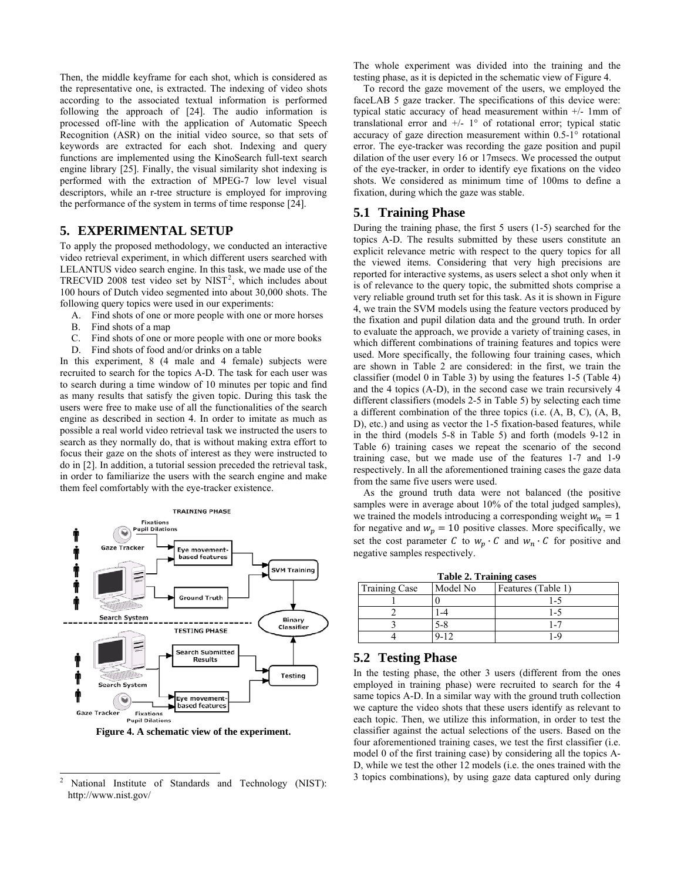Then, the middle keyframe for each shot, which is considered as the representative one, is extracted. The indexing of video shots according to the associated textual information is performed following the approach of [24]. The audio information is processed off-line with the application of Automatic Speech Recognition (ASR) on the initial video source, so that sets of keywords are extracted for each shot. Indexing and query functions are implemented using the KinoSearch full-text search engine library [25]. Finally, the visual similarity shot indexing is performed with the extraction of MPEG-7 low level visual descriptors, while an r-tree structure is employed for improving the performance of the system in terms of time response [24].

## 5. EXPERIMENTAL SETUP

To apply the proposed methodology, we conducted an interactive video retrieval experiment, in which different users searched with LELANTUS video search engine. In this task, we made use of the TRECVID 2008 test video set by NIST[2], which includes about 100 hours of Dutch video segmented into about 30,000 shots. The following query topics were used in our experiments:

A. Find shots of one or more people with one or more horses
B. Find shots of a map
C. Find shots of one or more people with one or more books
D. Find shots of food and/or drinks on a table

In this experiment, 8 (4 male and 4 female) subjects were recruited to search for the topics A-D. The task for each user was to search during a time window of 10 minutes per topic and find as many results that satisfy the given topic. During this task the users were free to make use of all the functionalities of the search engine as described in section 4. In order to imitate as much as possible a real world video retrieval task we instructed the users to search as they normally do, that is without making extra effort to focus their gaze on the shots of interest as they were instructed to do in [2]. In addition, a tutorial session preceded the retrieval task, in order to familiarize the users with the search engine and make them feel comfortably with the eye-tracker existence.

**Figure 4. A schematic view of the experiment.**

[2] National Institute of Standards and Technology (NIST): http://www.nist.gov/

The whole experiment was divided into the training and the testing phase, as it is depicted in the schematic view of Figure 4.

To record the gaze movement of the users, we employed the faceLAB 5 gaze tracker. The specifications of this device were: typical static accuracy of head measurement within +/- 1mm of translational error and +/- 1° of rotational error; typical static accuracy of gaze direction measurement within 0.5-1° rotational error. The eye-tracker was recording the gaze position and pupil dilation of the user every 16 or 17msecs. We processed the output of the eye-tracker, in order to identify eye fixations on the video shots. We considered as minimum time of 100ms to define a fixation, during which the gaze was stable.

### 5.1 Training Phase

During the training phase, the first 5 users (1-5) searched for the topics A-D. The results submitted by these users constitute an explicit relevance metric with respect to the query topics for all the viewed items. Considering that very high precisions are reported for interactive systems, as users select a shot only when it is of relevance to the query topic, the submitted shots comprise a very reliable ground truth set for this task. As it is shown in Figure 4, we train the SVM models using the feature vectors produced by the fixation and pupil dilation data and the ground truth. In order to evaluate the approach, we provide a variety of training cases, in which different combinations of training features and topics were used. More specifically, the following four training cases, which are shown in Table 2 are considered: in the first, we train the classifier (model 0 in Table 3) by using the features 1-5 (Table 4) and the 4 topics (A-D), in the second case we train recursively 4 different classifiers (models 2-5 in Table 5) by selecting each time a different combination of the three topics (i.e. (A, B, C), (A, B, D), etc.) and using as vector the 1-5 fixation-based features, while in the third (models 5-8 in Table 5) and forth (models 9-12 in Table 6) training cases we repeat the scenario of the second training case, but we made use of the features 1-7 and 1-9 respectively. In all the aforementioned training cases the gaze data from the same five users were used.

As the ground truth data were not balanced (the positive samples were in average about 10% of the total judged samples), we trained the models introducing a corresponding weight $w_n = 1$ for negative and $w_p = 10$ positive classes. More specifically, we set the cost parameter $C$ to $w_p \cdot C$ and $w_n \cdot C$ for positive and negative samples respectively.

**Table 2. Training cases**

| Training Case | Model No | Features (Table 1) |
|---|---|---|
| 1 | 0 | 1-5 |
| 2 | 1-4 | 1-5 |
| 3 | 5-8 | 1-7 |
| 4 | 9-12 | 1-9 |

### 5.2 Testing Phase

In the testing phase, the other 3 users (different from the ones employed in training phase) were recruited to search for the 4 same topics A-D. In a similar way with the ground truth collection we capture the video shots that these users identify as relevant to each topic. Then, we utilize this information, in order to test the classifier against the actual selections of the users. Based on the four aforementioned training cases, we test the first classifier (i.e. model 0 of the first training case) by considering all the topics A-D, while we test the other 12 models (i.e. the ones trained with the 3 topics combinations), by using gaze data captured only during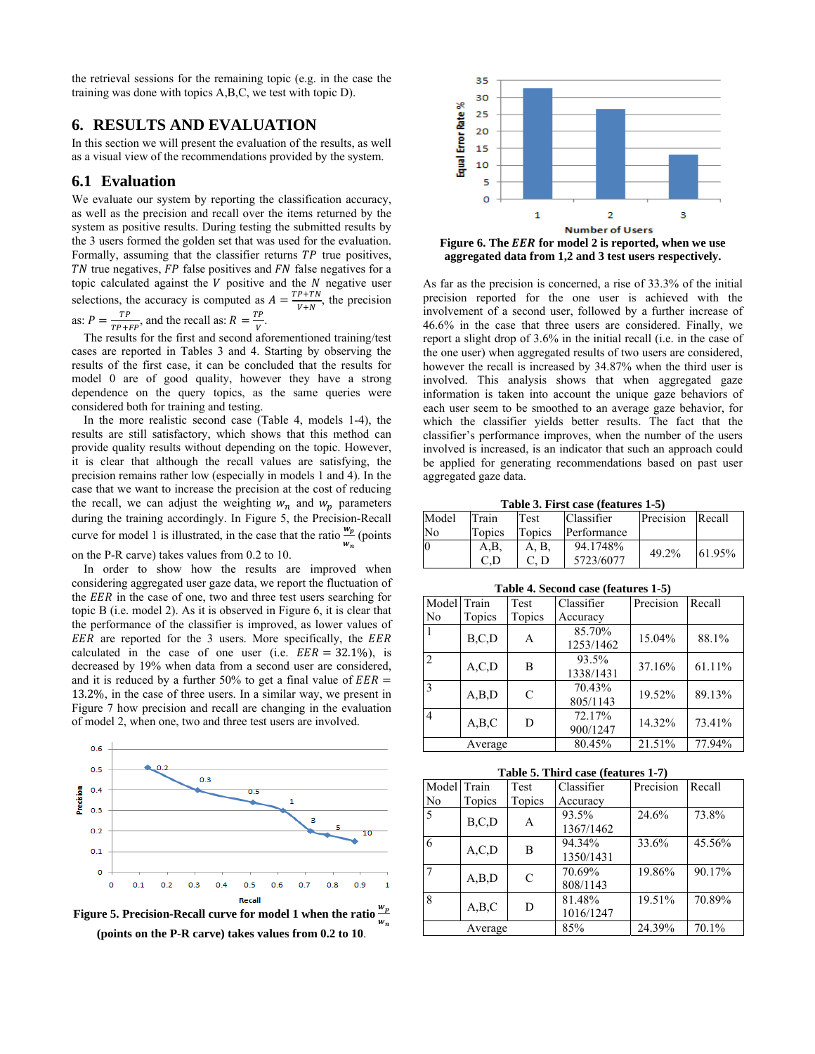the retrieval sessions for the remaining topic (e.g. in the case the training was done with topics A,B,C, we test with topic D).

## 6. RESULTS AND EVALUATION

In this section we will present the evaluation of the results, as well as a visual view of the recommendations provided by the system.

### 6.1 Evaluation

We evaluate our system by reporting the classification accuracy, as well as the precision and recall over the items returned by the system as positive results. During testing the submitted results by the 3 users formed the golden set that was used for the evaluation. Formally, assuming that the classifier returns $TP$ true positives, $TN$ true negatives, $FP$ false positives and $FN$ false negatives for a topic calculated against the $V$ positive and the $N$ negative user selections, the accuracy is computed as $A = \frac{TP+TN}{V+N}$, the precision as: $P = \frac{TP}{TP+FP}$, and the recall as: $R = \frac{TP}{V}$.

The results for the first and second aforementioned training/test cases are reported in Tables 3 and 4. Starting by observing the results of the first case, it can be concluded that the results for model 0 are of good quality, however they have a strong dependence on the query topics, as the same queries were considered both for training and testing.

In the more realistic second case (Table 4, models 1-4), the results are still satisfactory, which shows that this method can provide quality results without depending on the topic. However, it is clear that although the recall values are satisfying, the precision remains rather low (especially in models 1 and 4). In the case that we want to increase the precision at the cost of reducing the recall, we can adjust the weighting $w_n$ and $w_p$ parameters during the training accordingly. In Figure 5, the Precision-Recall curve for model 1 is illustrated, in the case that the ratio $\frac{w_p}{w_n}$ (points on the P-R carve) takes values from 0.2 to 10.

In order to show how the results are improved when considering aggregated user gaze data, we report the fluctuation of the $EER$ in the case of one, two and three test users searching for topic B (i.e. model 2). As it is observed in Figure 6, it is clear that the performance of the classifier is improved, as lower values of $EER$ are reported for the 3 users. More specifically, the $EER$ calculated in the case of one user (i.e. $EER = 32.1\%$), is decreased by 19% when data from a second user are considered, and it is reduced by a further 50% to get a final value of $EER = 13.2\%$, in the case of three users. In a similar way, we present in Figure 7 how precision and recall are changing in the evaluation of model 2, when one, two and three test users are involved.

Figure 5. Precision-Recall curve for model 1 when the ratio $\frac{w_p}{w_n}$ (points on the P-R carve) takes values from 0.2 to 10.

Figure 6. The *EER* for model 2 is reported, when we use aggregated data from 1,2 and 3 test users respectively.

As far as the precision is concerned, a rise of 33.3% of the initial precision reported for the one user is achieved with the involvement of a second user, followed by a further increase of 46.6% in the case that three users are considered. Finally, we report a slight drop of 3.6% in the initial recall (i.e. in the case of the one user) when aggregated results of two users are considered, however the recall is increased by 34.87% when the third user is involved. This analysis shows that when aggregated gaze information is taken into account the unique gaze behaviors of each user seem to be smoothed to an average gaze behavior, for which the classifier yields better results. The fact that the classifier's performance improves, when the number of the users involved is increased, is an indicator that such an approach could be applied for generating recommendations based on past user aggregated gaze data.

**Table 3. First case (features 1-5)**

| Model No | Train Topics | Test Topics | Classifier Performance | Precision | Recall |
|---|---|---|---|---|---|
| 0 | A,B, C,D | A, B, C, D | 94.1748% 5723/6077 | 49.2% | 61.95% |

**Table 4. Second case (features 1-5)**

| Model No | Train Topics | Test Topics | Classifier Accuracy | Precision | Recall |
|---|---|---|---|---|---|
| 1 | B,C,D | A | 85.70% 1253/1462 | 15.04% | 88.1% |
| 2 | A,C,D | B | 93.5% 1338/1431 | 37.16% | 61.11% |
| 3 | A,B,D | C | 70.43% 805/1143 | 19.52% | 89.13% |
| 4 | A,B,C | D | 72.17% 900/1247 | 14.32% | 73.41% |
| | Average | | 80.45% | 21.51% | 77.94% |

**Table 5. Third case (features 1-7)**

| Model No | Train Topics | Test Topics | Classifier Accuracy | Precision | Recall |
|---|---|---|---|---|---|
| 5 | B,C,D | A | 93.5% 1367/1462 | 24.6% | 73.8% |
| 6 | A,C,D | B | 94.34% 1350/1431 | 33.6% | 45.56% |
| 7 | A,B,D | C | 70.69% 808/1143 | 19.86% | 90.17% |
| 8 | A,B,C | D | 81.48% 1016/1247 | 19.51% | 70.89% |
| | Average | | 85% | 24.39% | 70.1% |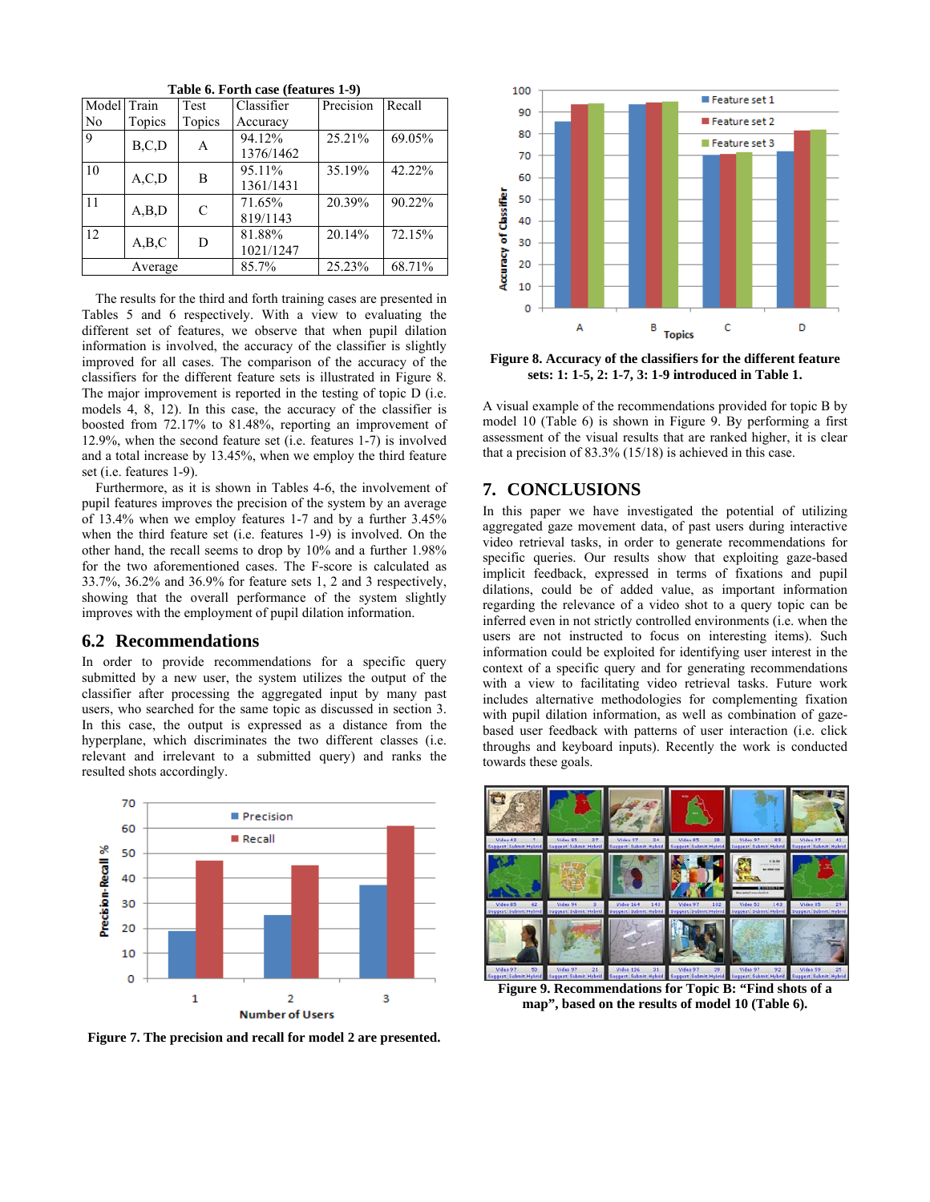**Table 6. Forth case (features 1-9)**

| Model No | Train Topics | Test Topics | Classifier Accuracy | Precision | Recall |
|---|---|---|---|---|---|
| 9 | B,C,D | A | 94.12% 1376/1462 | 25.21% | 69.05% |
| 10 | A,C,D | B | 95.11% 1361/1431 | 35.19% | 42.22% |
| 11 | A,B,D | C | 71.65% 819/1143 | 20.39% | 90.22% |
| 12 | A,B,C | D | 81.88% 1021/1247 | 20.14% | 72.15% |
| Average | | | 85.7% | 25.23% | 68.71% |

The results for the third and forth training cases are presented in Tables 5 and 6 respectively. With a view to evaluating the different set of features, we observe that when pupil dilation information is involved, the accuracy of the classifier is slightly improved for all cases. The comparison of the accuracy of the classifiers for the different feature sets is illustrated in Figure 8. The major improvement is reported in the testing of topic D (i.e. models 4, 8, 12). In this case, the accuracy of the classifier is boosted from 72.17% to 81.48%, reporting an improvement of 12.9%, when the second feature set (i.e. features 1-7) is involved and a total increase by 13.45%, when we employ the third feature set (i.e. features 1-9).

Furthermore, as it is shown in Tables 4-6, the involvement of pupil features improves the precision of the system by an average of 13.4% when we employ features 1-7 and by a further 3.45% when the third feature set (i.e. features 1-9) is involved. On the other hand, the recall seems to drop by 10% and a further 1.98% for the two aforementioned cases. The F-score is calculated as 33.7%, 36.2% and 36.9% for feature sets 1, 2 and 3 respectively, showing that the overall performance of the system slightly improves with the employment of pupil dilation information.

## 6.2 Recommendations

In order to provide recommendations for a specific query submitted by a new user, the system utilizes the output of the classifier after processing the aggregated input by many past users, who searched for the same topic as discussed in section 3. In this case, the output is expressed as a distance from the hyperplane, which discriminates the two different classes (i.e. relevant and irrelevant to a submitted query) and ranks the resulted shots accordingly.

**Figure 7. The precision and recall for model 2 are presented.**

**Figure 8. Accuracy of the classifiers for the different feature sets: 1: 1-5, 2: 1-7, 3: 1-9 introduced in Table 1.**

A visual example of the recommendations provided for topic B by model 10 (Table 6) is shown in Figure 9. By performing a first assessment of the visual results that are ranked higher, it is clear that a precision of 83.3% (15/18) is achieved in this case.

## 7. CONCLUSIONS

In this paper we have investigated the potential of utilizing aggregated gaze movement data, of past users during interactive video retrieval tasks, in order to generate recommendations for specific queries. Our results show that exploiting gaze-based implicit feedback, expressed in terms of fixations and pupil dilations, could be of added value, as important information regarding the relevance of a video shot to a query topic can be inferred even in not strictly controlled environments (i.e. when the users are not instructed to focus on interesting items). Such information could be exploited for identifying user interest in the context of a specific query and for generating recommendations with a view to facilitating video retrieval tasks. Future work includes alternative methodologies for complementing fixation with pupil dilation information, as well as combination of gaze-based user feedback with patterns of user interaction (i.e. click throughs and keyboard inputs). Recently the work is conducted towards these goals.

**Figure 9. Recommendations for Topic B: "Find shots of a map", based on the results of model 10 (Table 6).**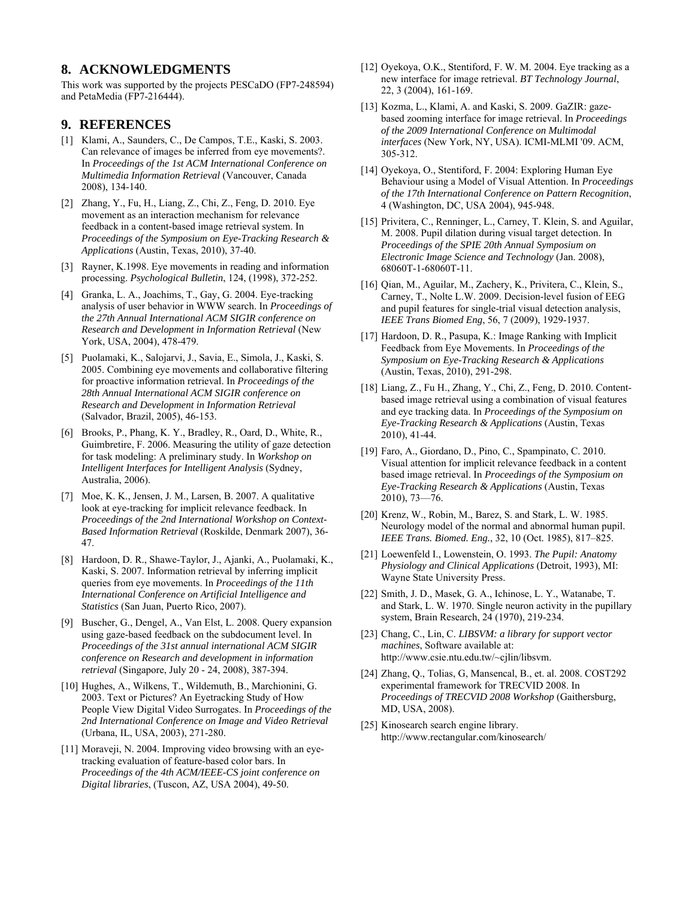## 8. ACKNOWLEDGMENTS

This work was supported by the projects PESCaDO (FP7-248594) and PetaMedia (FP7-216444).

## 9. REFERENCES

[1] Klami, A., Saunders, C., De Campos, T.E., Kaski, S. 2003. Can relevance of images be inferred from eye movements?. In *Proceedings of the 1st ACM International Conference on Multimedia Information Retrieval* (Vancouver, Canada 2008), 134-140.

[2] Zhang, Y., Fu, H., Liang, Z., Chi, Z., Feng, D. 2010. Eye movement as an interaction mechanism for relevance feedback in a content-based image retrieval system. In *Proceedings of the Symposium on Eye-Tracking Research & Applications* (Austin, Texas, 2010), 37-40.

[3] Rayner, K.1998. Eye movements in reading and information processing. *Psychological Bulletin*, 124, (1998), 372-252.

[4] Granka, L. A., Joachims, T., Gay, G. 2004. Eye-tracking analysis of user behavior in WWW search. In *Proceedings of the 27th Annual International ACM SIGIR conference on Research and Development in Information Retrieval* (New York, USA, 2004), 478-479.

[5] Puolamaki, K., Salojarvi, J., Savia, E., Simola, J., Kaski, S. 2005. Combining eye movements and collaborative filtering for proactive information retrieval. In *Proceedings of the 28th Annual International ACM SIGIR conference on Research and Development in Information Retrieval* (Salvador, Brazil, 2005), 46-153.

[6] Brooks, P., Phang, K. Y., Bradley, R., Oard, D., White, R., Guimbretire, F. 2006. Measuring the utility of gaze detection for task modeling: A preliminary study. In *Workshop on Intelligent Interfaces for Intelligent Analysis* (Sydney, Australia, 2006).

[7] Moe, K. K., Jensen, J. M., Larsen, B. 2007. A qualitative look at eye-tracking for implicit relevance feedback. In *Proceedings of the 2nd International Workshop on Context-Based Information Retrieval* (Roskilde, Denmark 2007), 36-47.

[8] Hardoon, D. R., Shawe-Taylor, J., Ajanki, A., Puolamaki, K., Kaski, S. 2007. Information retrieval by inferring implicit queries from eye movements. In *Proceedings of the 11th International Conference on Artificial Intelligence and Statistics* (San Juan, Puerto Rico, 2007).

[9] Buscher, G., Dengel, A., Van Elst, L. 2008. Query expansion using gaze-based feedback on the subdocument level. In *Proceedings of the 31st annual international ACM SIGIR conference on Research and development in information retrieval* (Singapore, July 20 - 24, 2008), 387-394.

[10] Hughes, A., Wilkens, T., Wildemuth, B., Marchionini, G. 2003. Text or Pictures? An Eyetracking Study of How People View Digital Video Surrogates. In *Proceedings of the 2nd International Conference on Image and Video Retrieval* (Urbana, IL, USA, 2003), 271-280.

[11] Moraveji, N. 2004. Improving video browsing with an eye-tracking evaluation of feature-based color bars. In *Proceedings of the 4th ACM/IEEE-CS joint conference on Digital libraries*, (Tuscon, AZ, USA 2004), 49-50.

[12] Oyekoya, O.K., Stentiford, F. W. M. 2004. Eye tracking as a new interface for image retrieval. *BT Technology Journal*, 22, 3 (2004), 161-169.

[13] Kozma, L., Klami, A. and Kaski, S. 2009. GaZIR: gaze-based zooming interface for image retrieval. In *Proceedings of the 2009 International Conference on Multimodal interfaces* (New York, NY, USA). ICMI-MLMI '09. ACM, 305-312.

[14] Oyekoya, O., Stentiford, F. 2004: Exploring Human Eye Behaviour using a Model of Visual Attention. In *Proceedings of the 17th International Conference on Pattern Recognition*, 4 (Washington, DC, USA 2004), 945-948.

[15] Privitera, C., Renninger, L., Carney, T. Klein, S. and Aguilar, M. 2008. Pupil dilation during visual target detection. In *Proceedings of the SPIE 20th Annual Symposium on Electronic Image Science and Technology* (Jan. 2008), 68060T-1-68060T-11.

[16] Qian, M., Aguilar, M., Zachery, K., Privitera, C., Klein, S., Carney, T., Nolte L.W. 2009. Decision-level fusion of EEG and pupil features for single-trial visual detection analysis, *IEEE Trans Biomed Eng*, 56, 7 (2009), 1929-1937.

[17] Hardoon, D. R., Pasupa, K.: Image Ranking with Implicit Feedback from Eye Movements. In *Proceedings of the Symposium on Eye-Tracking Research & Applications* (Austin, Texas, 2010), 291-298.

[18] Liang, Z., Fu H., Zhang, Y., Chi, Z., Feng, D. 2010. Content-based image retrieval using a combination of visual features and eye tracking data. In *Proceedings of the Symposium on Eye-Tracking Research & Applications* (Austin, Texas 2010), 41-44.

[19] Faro, A., Giordano, D., Pino, C., Spampinato, C. 2010. Visual attention for implicit relevance feedback in a content based image retrieval. In *Proceedings of the Symposium on Eye-Tracking Research & Applications* (Austin, Texas 2010), 73—76.

[20] Krenz, W., Robin, M., Barez, S. and Stark, L. W. 1985. Neurology model of the normal and abnormal human pupil. *IEEE Trans. Biomed. Eng.*, 32, 10 (Oct. 1985), 817–825.

[21] Loewenfeld I., Lowenstein, O. 1993. *The Pupil: Anatomy Physiology and Clinical Applications* (Detroit, 1993), MI: Wayne State University Press.

[22] Smith, J. D., Masek, G. A., Ichinose, L. Y., Watanabe, T. and Stark, L. W. 1970. Single neuron activity in the pupillary system, Brain Research, 24 (1970), 219-234.

[23] Chang, C., Lin, C. *LIBSVM: a library for support vector machines*, Software available at: http://www.csie.ntu.edu.tw/~cjlin/libsvm.

[24] Zhang, Q., Tolias, G, Mansencal, B., et. al. 2008. COST292 experimental framework for TRECVID 2008. In *Proceedings of TRECVID 2008 Workshop* (Gaithersburg, MD, USA, 2008).

[25] Kinosearch search engine library. http://www.rectangular.com/kinosearch/